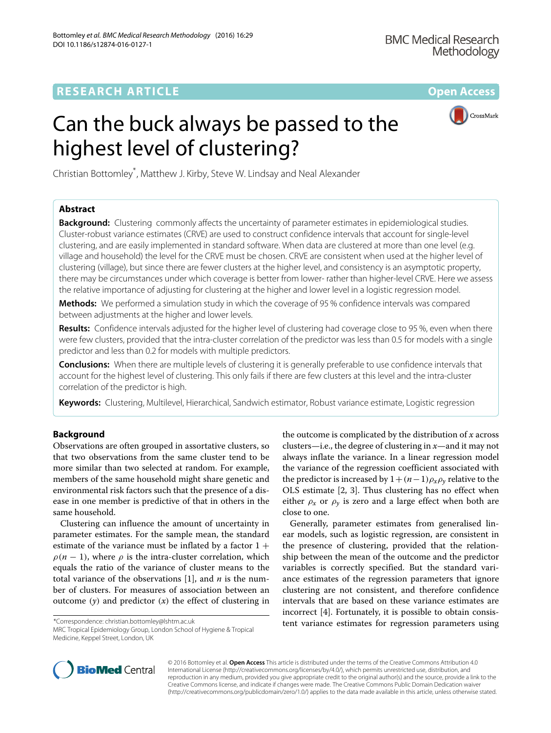RESEARCH ARTICLE

Open Access

# Can the buck always be passed to the highest level of clustering?

Christian Bottomley*, Matthew J. Kirby, Steve W. Lindsay and Neal Alexander

## Abstract

**Background:** Clustering commonly affects the uncertainty of parameter estimates in epidemiological studies. Cluster-robust variance estimates (CRVE) are used to construct confidence intervals that account for single-level clustering, and are easily implemented in standard software. When data are clustered at more than one level (e.g. village and household) the level for the CRVE must be chosen. CRVE are consistent when used at the higher level of clustering (village), but since there are fewer clusters at the higher level, and consistency is an asymptotic property, there may be circumstances under which coverage is better from lower- rather than higher-level CRVE. Here we assess the relative importance of adjusting for clustering at the higher and lower level in a logistic regression model.

**Methods:** We performed a simulation study in which the coverage of 95 % confidence intervals was compared between adjustments at the higher and lower levels.

**Results:** Confidence intervals adjusted for the higher level of clustering had coverage close to 95 %, even when there were few clusters, provided that the intra-cluster correlation of the predictor was less than 0.5 for models with a single predictor and less than 0.2 for models with multiple predictors.

**Conclusions:** When there are multiple levels of clustering it is generally preferable to use confidence intervals that account for the highest level of clustering. This only fails if there are few clusters at this level and the intra-cluster correlation of the predictor is high.

**Keywords:** Clustering, Multilevel, Hierarchical, Sandwich estimator, Robust variance estimate, Logistic regression

## Background

Observations are often grouped in assortative clusters, so that two observations from the same cluster tend to be more similar than two selected at random. For example, members of the same household might share genetic and environmental risk factors such that the presence of a disease in one member is predictive of that in others in the same household.

Clustering can influence the amount of uncertainty in parameter estimates. For the sample mean, the standard estimate of the variance must be inflated by a factor $1 + \rho(n-1)$, where $\rho$ is the intra-cluster correlation, which equals the ratio of the variance of cluster means to the total variance of the observations [1], and $n$ is the number of clusters. For measures of association between an outcome ($y$) and predictor ($x$) the effect of clustering in the outcome is complicated by the distribution of $x$ across clusters—i.e., the degree of clustering in $x$—and it may not always inflate the variance. In a linear regression model the variance of the regression coefficient associated with the predictor is increased by $1+(n-1)\rho_x\rho_y$ relative to the OLS estimate [2, 3]. Thus clustering has no effect when either $\rho_x$ or $\rho_y$ is zero and a large effect when both are close to one.

Generally, parameter estimates from generalised linear models, such as logistic regression, are consistent in the presence of clustering, provided that the relationship between the mean of the outcome and the predictor variables is correctly specified. But the standard variance estimates of the regression parameters that ignore clustering are not consistent, and therefore confidence intervals that are based on these variance estimates are incorrect [4]. Fortunately, it is possible to obtain consistent variance estimates for regression parameters using

*Correspondence: christian.bottomley@lshtm.ac.uk
MRC Tropical Epidemiology Group, London School of Hygiene & Tropical Medicine, Keppel Street, London, UK

© 2016 Bottomley et al. **Open Access** This article is distributed under the terms of the Creative Commons Attribution 4.0 International License (http://creativecommons.org/licenses/by/4.0/), which permits unrestricted use, distribution, and reproduction in any medium, provided you give appropriate credit to the original author(s) and the source, provide a link to the Creative Commons license, and indicate if changes were made. The Creative Commons Public Domain Dedication waiver (http://creativecommons.org/publicdomain/zero/1.0/) applies to the data made available in this article, unless otherwise stated.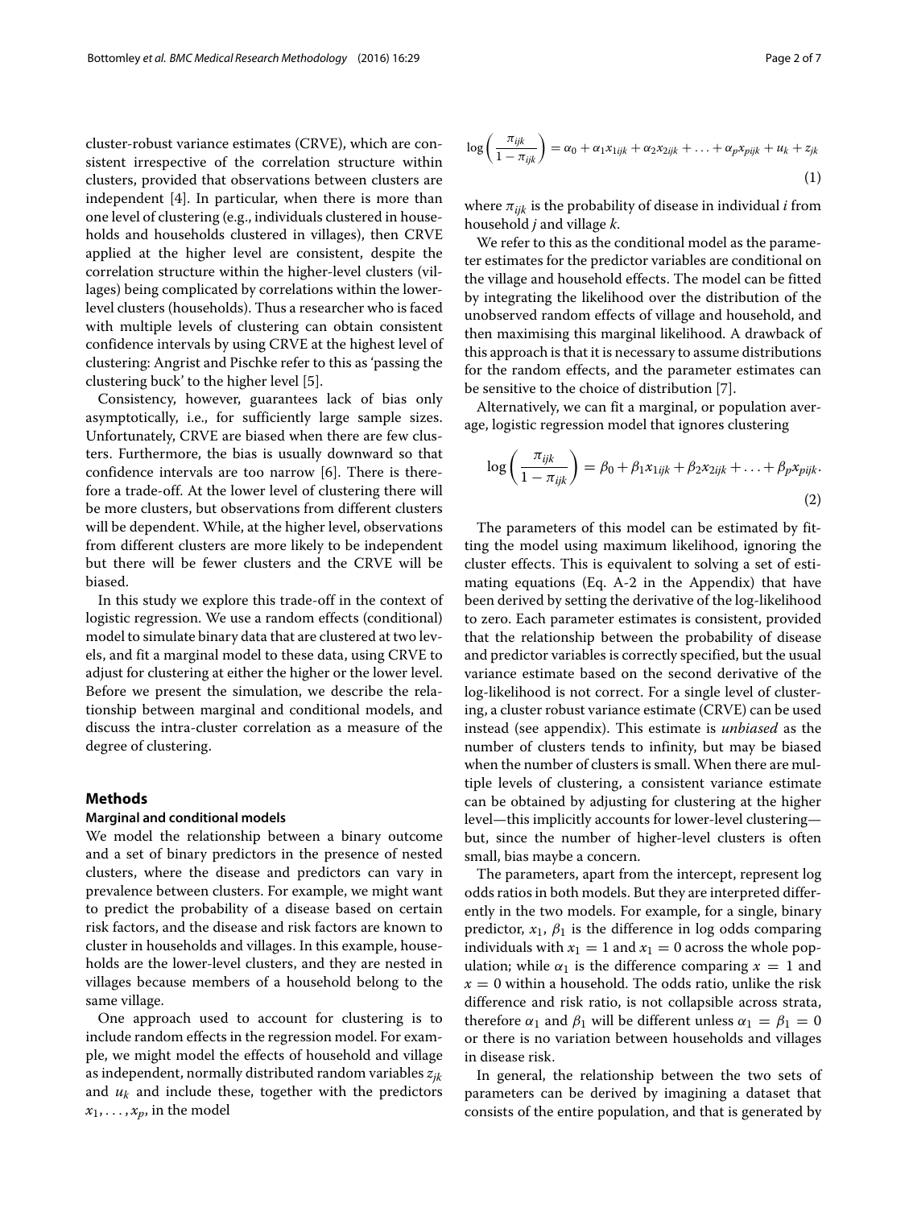cluster-robust variance estimates (CRVE), which are consistent irrespective of the correlation structure within clusters, provided that observations between clusters are independent [4]. In particular, when there is more than one level of clustering (e.g., individuals clustered in households and households clustered in villages), then CRVE applied at the higher level are consistent, despite the correlation structure within the higher-level clusters (villages) being complicated by correlations within the lower-level clusters (households). Thus a researcher who is faced with multiple levels of clustering can obtain consistent confidence intervals by using CRVE at the highest level of clustering: Angrist and Pischke refer to this as 'passing the clustering buck' to the higher level [5].

Consistency, however, guarantees lack of bias only asymptotically, i.e., for sufficiently large sample sizes. Unfortunately, CRVE are biased when there are few clusters. Furthermore, the bias is usually downward so that confidence intervals are too narrow [6]. There is therefore a trade-off. At the lower level of clustering there will be more clusters, but observations from different clusters will be dependent. While, at the higher level, observations from different clusters are more likely to be independent but there will be fewer clusters and the CRVE will be biased.

In this study we explore this trade-off in the context of logistic regression. We use a random effects (conditional) model to simulate binary data that are clustered at two levels, and fit a marginal model to these data, using CRVE to adjust for clustering at either the higher or the lower level. Before we present the simulation, we describe the relationship between marginal and conditional models, and discuss the intra-cluster correlation as a measure of the degree of clustering.

## Methods

### Marginal and conditional models

We model the relationship between a binary outcome and a set of binary predictors in the presence of nested clusters, where the disease and predictors can vary in prevalence between clusters. For example, we might want to predict the probability of a disease based on certain risk factors, and the disease and risk factors are known to cluster in households and villages. In this example, households are the lower-level clusters, and they are nested in villages because members of a household belong to the same village.

One approach used to account for clustering is to include random effects in the regression model. For example, we might model the effects of household and village as independent, normally distributed random variables $z_{jk}$ and $u_k$ and include these, together with the predictors $x_1, \ldots, x_p$, in the model

$$\log\left(\frac{\pi_{ijk}}{1-\pi_{ijk}}\right) = \alpha_0 + \alpha_1 x_{1ijk} + \alpha_2 x_{2ijk} + \ldots + \alpha_p x_{pijk} + u_k + z_{jk} \quad (1)$$

where $\pi_{ijk}$ is the probability of disease in individual $i$ from household $j$ and village $k$.

We refer to this as the conditional model as the parameter estimates for the predictor variables are conditional on the village and household effects. The model can be fitted by integrating the likelihood over the distribution of the unobserved random effects of village and household, and then maximising this marginal likelihood. A drawback of this approach is that it is necessary to assume distributions for the random effects, and the parameter estimates can be sensitive to the choice of distribution [7].

Alternatively, we can fit a marginal, or population average, logistic regression model that ignores clustering

$$\log\left(\frac{\pi_{ijk}}{1-\pi_{ijk}}\right) = \beta_0 + \beta_1 x_{1ijk} + \beta_2 x_{2ijk} + \ldots + \beta_p x_{pijk}. \quad (2)$$

The parameters of this model can be estimated by fitting the model using maximum likelihood, ignoring the cluster effects. This is equivalent to solving a set of estimating equations (Eq. A-2 in the Appendix) that have been derived by setting the derivative of the log-likelihood to zero. Each parameter estimates is consistent, provided that the relationship between the probability of disease and predictor variables is correctly specified, but the usual variance estimate based on the second derivative of the log-likelihood is not correct. For a single level of clustering, a cluster robust variance estimate (CRVE) can be used instead (see appendix). This estimate is *unbiased* as the number of clusters tends to infinity, but may be biased when the number of clusters is small. When there are multiple levels of clustering, a consistent variance estimate can be obtained by adjusting for clustering at the higher level—this implicitly accounts for lower-level clustering—but, since the number of higher-level clusters is often small, bias maybe a concern.

The parameters, apart from the intercept, represent log odds ratios in both models. But they are interpreted differently in the two models. For example, for a single, binary predictor, $x_1$, $\beta_1$ is the difference in log odds comparing individuals with $x_1 = 1$ and $x_1 = 0$ across the whole population; while $\alpha_1$ is the difference comparing $x = 1$ and $x = 0$ within a household. The odds ratio, unlike the risk difference and risk ratio, is not collapsible across strata, therefore $\alpha_1$ and $\beta_1$ will be different unless $\alpha_1 = \beta_1 = 0$ or there is no variation between households and villages in disease risk.

In general, the relationship between the two sets of parameters can be derived by imagining a dataset that consists of the entire population, and that is generated by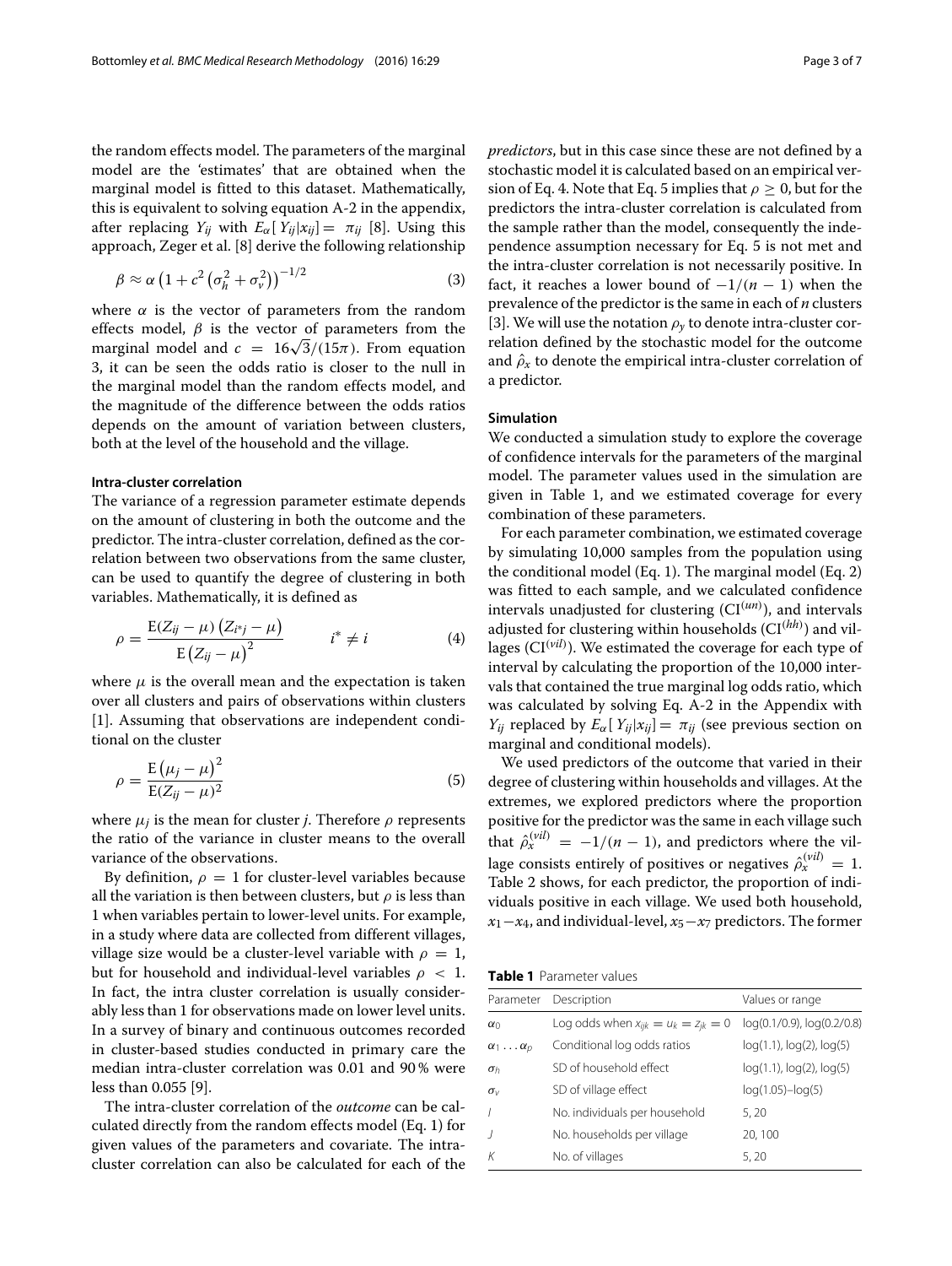the random effects model. The parameters of the marginal model are the 'estimates' that are obtained when the marginal model is fitted to this dataset. Mathematically, this is equivalent to solving equation A-2 in the appendix, after replacing $Y_{ij}$ with $E_\alpha[Y_{ij}|x_{ij}] = \pi_{ij}$ [8]. Using this approach, Zeger et al. [8] derive the following relationship

$$\beta \approx \alpha \left(1 + c^2 \left(\sigma_h^2 + \sigma_v^2\right)\right)^{-1/2} \tag{3}$$

where $\alpha$ is the vector of parameters from the random effects model, $\beta$ is the vector of parameters from the marginal model and $c = 16\sqrt{3}/(15\pi)$. From equation 3, it can be seen the odds ratio is closer to the null in the marginal model than the random effects model, and the magnitude of the difference between the odds ratios depends on the amount of variation between clusters, both at the level of the household and the village.

#### Intra-cluster correlation

The variance of a regression parameter estimate depends on the amount of clustering in both the outcome and the predictor. The intra-cluster correlation, defined as the correlation between two observations from the same cluster, can be used to quantify the degree of clustering in both variables. Mathematically, it is defined as

$$\rho = \frac{\mathrm{E}(Z_{ij} - \mu)\left(Z_{i^*j} - \mu\right)}{\mathrm{E}\left(Z_{ij} - \mu\right)^2} \qquad i^* \neq i \tag{4}$$

where $\mu$ is the overall mean and the expectation is taken over all clusters and pairs of observations within clusters [1]. Assuming that observations are independent conditional on the cluster

$$\rho = \frac{\mathrm{E}\left(\mu_j - \mu\right)^2}{\mathrm{E}(Z_{ij} - \mu)^2} \tag{5}$$

where $\mu_j$ is the mean for cluster $j$. Therefore $\rho$ represents the ratio of the variance in cluster means to the overall variance of the observations.

By definition, $\rho = 1$ for cluster-level variables because all the variation is then between clusters, but $\rho$ is less than 1 when variables pertain to lower-level units. For example, in a study where data are collected from different villages, village size would be a cluster-level variable with $\rho = 1$, but for household and individual-level variables $\rho < 1$. In fact, the intra cluster correlation is usually considerably less than 1 for observations made on lower level units. In a survey of binary and continuous outcomes recorded in cluster-based studies conducted in primary care the median intra-cluster correlation was 0.01 and 90 % were less than 0.055 [9].

The intra-cluster correlation of the *outcome* can be calculated directly from the random effects model (Eq. 1) for given values of the parameters and covariate. The intra-cluster correlation can also be calculated for each of the *predictors*, but in this case since these are not defined by a stochastic model it is calculated based on an empirical version of Eq. 4. Note that Eq. 5 implies that $\rho \geq 0$, but for the predictors the intra-cluster correlation is calculated from the sample rather than the model, consequently the independence assumption necessary for Eq. 5 is not met and the intra-cluster correlation is not necessarily positive. In fact, it reaches a lower bound of $-1/(n-1)$ when the prevalence of the predictor is the same in each of $n$ clusters [3]. We will use the notation $\rho_y$ to denote intra-cluster correlation defined by the stochastic model for the outcome and $\hat{\rho}_x$ to denote the empirical intra-cluster correlation of a predictor.

#### Simulation

We conducted a simulation study to explore the coverage of confidence intervals for the parameters of the marginal model. The parameter values used in the simulation are given in Table 1, and we estimated coverage for every combination of these parameters.

For each parameter combination, we estimated coverage by simulating 10,000 samples from the population using the conditional model (Eq. 1). The marginal model (Eq. 2) was fitted to each sample, and we calculated confidence intervals unadjusted for clustering ($\mathrm{CI}^{(un)}$), and intervals adjusted for clustering within households ($\mathrm{CI}^{(hh)}$) and villages ($\mathrm{CI}^{(vil)}$). We estimated the coverage for each type of interval by calculating the proportion of the 10,000 intervals that contained the true marginal log odds ratio, which was calculated by solving Eq. A-2 in the Appendix with $Y_{ij}$ replaced by $E_\alpha[Y_{ij}|x_{ij}] = \pi_{ij}$ (see previous section on marginal and conditional models).

We used predictors of the outcome that varied in their degree of clustering within households and villages. At the extremes, we explored predictors where the proportion positive for the predictor was the same in each village such that $\hat{\rho}_x^{(vil)} = -1/(n-1)$, and predictors where the village consists entirely of positives or negatives $\hat{\rho}_x^{(vil)} = 1$. Table 2 shows, for each predictor, the proportion of individuals positive in each village. We used both household, $x_1$–$x_4$, and individual-level, $x_5$–$x_7$ predictors. The former

**Table 1** Parameter values

| Parameter | Description | Values or range |
| --- | --- | --- |
| $\alpha_0$ | Log odds when $x_{ijk} = u_k = z_{jk} = 0$ | log(0.1/0.9), log(0.2/0.8) |
| $\alpha_1 \ldots \alpha_p$ | Conditional log odds ratios | log(1.1), log(2), log(5) |
| $\sigma_h$ | SD of household effect | log(1.1), log(2), log(5) |
| $\sigma_v$ | SD of village effect | log(1.05)–log(5) |
| $I$ | No. individuals per household | 5, 20 |
| $J$ | No. households per village | 20, 100 |
| $K$ | No. of villages | 5, 20 |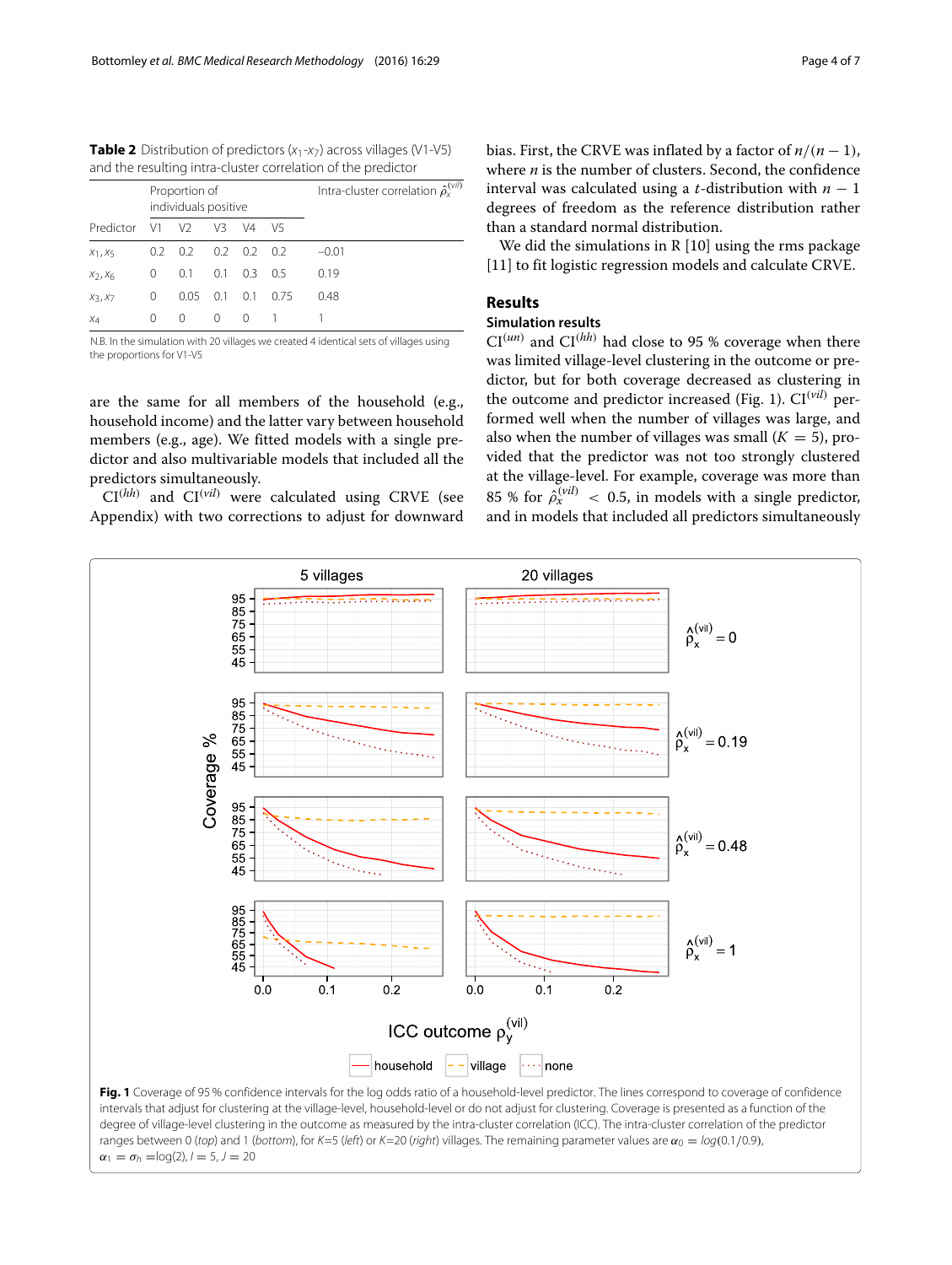**Table 2** Distribution of predictors ($x_1$-$x_7$) across villages (V1-V5) and the resulting intra-cluster correlation of the predictor

| Predictor | Proportion of individuals positive | | | | | Intra-cluster correlation $\hat{\rho}_x^{(vil)}$ |
|---|---|---|---|---|---|---|
| | V1 | V2 | V3 | V4 | V5 | |
| $x_1, x_5$ | 0.2 | 0.2 | 0.2 | 0.2 | 0.2 | −0.01 |
| $x_2, x_6$ | 0 | 0.1 | 0.1 | 0.3 | 0.5 | 0.19 |
| $x_3, x_7$ | 0 | 0.05 | 0.1 | 0.1 | 0.75 | 0.48 |
| $x_4$ | 0 | 0 | 0 | 0 | 1 | 1 |

N.B. In the simulation with 20 villages we created 4 identical sets of villages using the proportions for V1-V5

are the same for all members of the household (e.g., household income) and the latter vary between household members (e.g., age). We fitted models with a single predictor and also multivariable models that included all the predictors simultaneously.

$\mathrm{CI}^{(hh)}$ and $\mathrm{CI}^{(vil)}$ were calculated using CRVE (see Appendix) with two corrections to adjust for downward bias. First, the CRVE was inflated by a factor of $n/(n-1)$, where $n$ is the number of clusters. Second, the confidence interval was calculated using a $t$-distribution with $n-1$ degrees of freedom as the reference distribution rather than a standard normal distribution.

We did the simulations in R [10] using the rms package [11] to fit logistic regression models and calculate CRVE.

## Results

### Simulation results

$\mathrm{CI}^{(un)}$ and $\mathrm{CI}^{(hh)}$ had close to 95 % coverage when there was limited village-level clustering in the outcome or predictor, but for both coverage decreased as clustering in the outcome and predictor increased (Fig. 1). $\mathrm{CI}^{(vil)}$ performed well when the number of villages was large, and also when the number of villages was small ($K = 5$), provided that the predictor was not too strongly clustered at the village-level. For example, coverage was more than 85 % for $\hat{\rho}_x^{(vil)} < 0.5$, in models with a single predictor, and in models that included all predictors simultaneously

**Fig. 1** Coverage of 95 % confidence intervals for the log odds ratio of a household-level predictor. The lines correspond to coverage of confidence intervals that adjust for clustering at the village-level, household-level or do not adjust for clustering. Coverage is presented as a function of the degree of village-level clustering in the outcome as measured by the intra-cluster correlation (ICC). The intra-cluster correlation of the predictor ranges between 0 (*top*) and 1 (*bottom*), for K=5 (*left*) or K=20 (*right*) villages. The remaining parameter values are $\alpha_0 = log(0.1/0.9)$, $\alpha_1 = \sigma_h = \log(2)$, $I = 5$, $J = 20$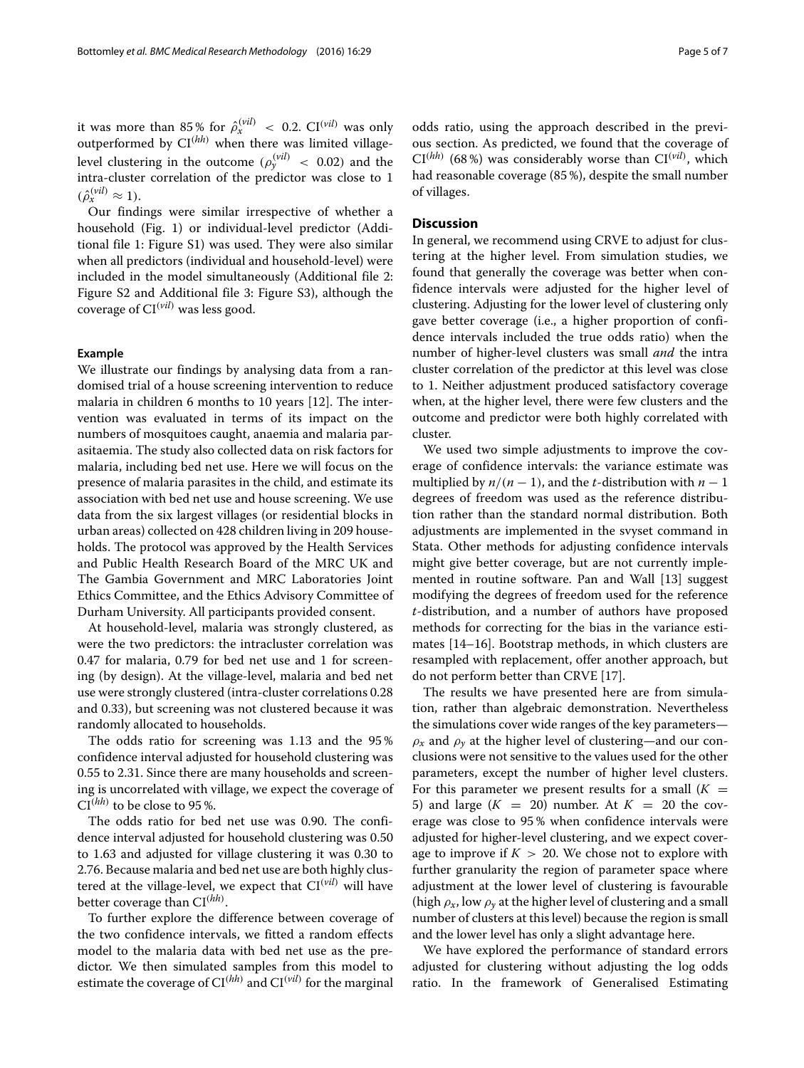it was more than 85 % for $\hat{\rho}_x^{(vil)} < 0.2$. $\text{CI}^{(vil)}$ was only outperformed by $\text{CI}^{(hh)}$ when there was limited village-level clustering in the outcome ($\rho_y^{(vil)} < 0.02$) and the intra-cluster correlation of the predictor was close to 1 ($\hat{\rho}_x^{(vil)} \approx 1$).

Our findings were similar irrespective of whether a household (Fig. 1) or individual-level predictor (Additional file 1: Figure S1) was used. They were also similar when all predictors (individual and household-level) were included in the model simultaneously (Additional file 2: Figure S2 and Additional file 3: Figure S3), although the coverage of $\text{CI}^{(vil)}$ was less good.

### Example

We illustrate our findings by analysing data from a randomised trial of a house screening intervention to reduce malaria in children 6 months to 10 years [12]. The intervention was evaluated in terms of its impact on the numbers of mosquitoes caught, anaemia and malaria parasitaemia. The study also collected data on risk factors for malaria, including bed net use. Here we will focus on the presence of malaria parasites in the child, and estimate its association with bed net use and house screening. We use data from the six largest villages (or residential blocks in urban areas) collected on 428 children living in 209 households. The protocol was approved by the Health Services and Public Health Research Board of the MRC UK and The Gambia Government and MRC Laboratories Joint Ethics Committee, and the Ethics Advisory Committee of Durham University. All participants provided consent.

At household-level, malaria was strongly clustered, as were the two predictors: the intracluster correlation was 0.47 for malaria, 0.79 for bed net use and 1 for screening (by design). At the village-level, malaria and bed net use were strongly clustered (intra-cluster correlations 0.28 and 0.33), but screening was not clustered because it was randomly allocated to households.

The odds ratio for screening was 1.13 and the 95 % confidence interval adjusted for household clustering was 0.55 to 2.31. Since there are many households and screening is uncorrelated with village, we expect the coverage of $\text{CI}^{(hh)}$ to be close to 95 %.

The odds ratio for bed net use was 0.90. The confidence interval adjusted for household clustering was 0.50 to 1.63 and adjusted for village clustering it was 0.30 to 2.76. Because malaria and bed net use are both highly clustered at the village-level, we expect that $\text{CI}^{(vil)}$ will have better coverage than $\text{CI}^{(hh)}$.

To further explore the difference between coverage of the two confidence intervals, we fitted a random effects model to the malaria data with bed net use as the predictor. We then simulated samples from this model to estimate the coverage of $\text{CI}^{(hh)}$ and $\text{CI}^{(vil)}$ for the marginal odds ratio, using the approach described in the previous section. As predicted, we found that the coverage of $\text{CI}^{(hh)}$ (68 %) was considerably worse than $\text{CI}^{(vil)}$, which had reasonable coverage (85 %), despite the small number of villages.

## Discussion

In general, we recommend using CRVE to adjust for clustering at the higher level. From simulation studies, we found that generally the coverage was better when confidence intervals were adjusted for the higher level of clustering. Adjusting for the lower level of clustering only gave better coverage (i.e., a higher proportion of confidence intervals included the true odds ratio) when the number of higher-level clusters was small *and* the intra cluster correlation of the predictor at this level was close to 1. Neither adjustment produced satisfactory coverage when, at the higher level, there were few clusters and the outcome and predictor were both highly correlated with cluster.

We used two simple adjustments to improve the coverage of confidence intervals: the variance estimate was multiplied by $n/(n-1)$, and the $t$-distribution with $n-1$ degrees of freedom was used as the reference distribution rather than the standard normal distribution. Both adjustments are implemented in the svyset command in Stata. Other methods for adjusting confidence intervals might give better coverage, but are not currently implemented in routine software. Pan and Wall [13] suggest modifying the degrees of freedom used for the reference $t$-distribution, and a number of authors have proposed methods for correcting for the bias in the variance estimates [14–16]. Bootstrap methods, in which clusters are resampled with replacement, offer another approach, but do not perform better than CRVE [17].

The results we have presented here are from simulation, rather than algebraic demonstration. Nevertheless the simulations cover wide ranges of the key parameters—$\rho_x$ and $\rho_y$ at the higher level of clustering—and our conclusions were not sensitive to the values used for the other parameters, except the number of higher level clusters. For this parameter we present results for a small ($K = 5$) and large ($K = 20$) number. At $K = 20$ the coverage was close to 95 % when confidence intervals were adjusted for higher-level clustering, and we expect coverage to improve if $K > 20$. We chose not to explore with further granularity the region of parameter space where adjustment at the lower level of clustering is favourable (high $\rho_x$, low $\rho_y$ at the higher level of clustering and a small number of clusters at this level) because the region is small and the lower level has only a slight advantage here.

We have explored the performance of standard errors adjusted for clustering without adjusting the log odds ratio. In the framework of Generalised Estimating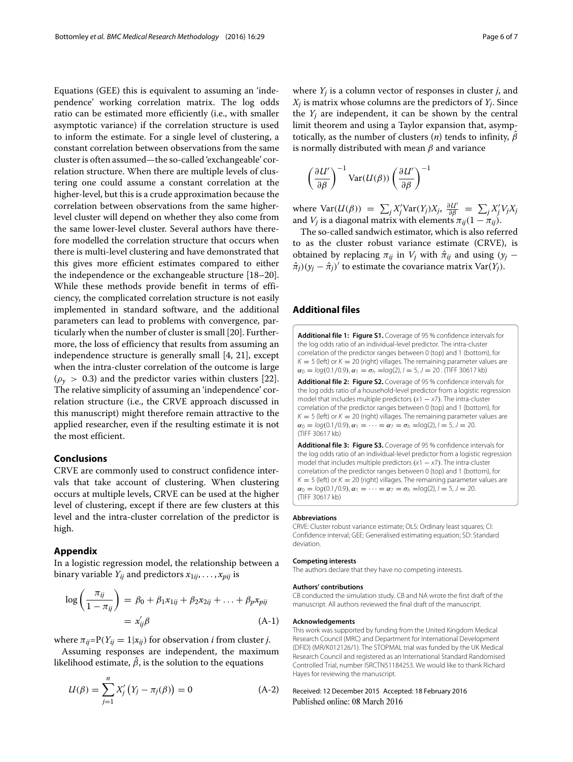Equations (GEE) this is equivalent to assuming an 'independence' working correlation matrix. The log odds ratio can be estimated more efficiently (i.e., with smaller asymptotic variance) if the correlation structure is used to inform the estimate. For a single level of clustering, a constant correlation between observations from the same cluster is often assumed—the so-called 'exchangeable' correlation structure. When there are multiple levels of clustering one could assume a constant correlation at the higher-level, but this is a crude approximation because the correlation between observations from the same higher-level cluster will depend on whether they also come from the same lower-level cluster. Several authors have therefore modelled the correlation structure that occurs when there is multi-level clustering and have demonstrated that this gives more efficient estimates compared to either the independence or the exchangeable structure [18–20]. While these methods provide benefit in terms of efficiency, the complicated correlation structure is not easily implemented in standard software, and the additional parameters can lead to problems with convergence, particularly when the number of cluster is small [20]. Furthermore, the loss of efficiency that results from assuming an independence structure is generally small [4, 21], except when the intra-cluster correlation of the outcome is large ($\rho_y > 0.3$) and the predictor varies within clusters [22]. The relative simplicity of assuming an 'independence' correlation structure (i.e., the CRVE approach discussed in this manuscript) might therefore remain attractive to the applied researcher, even if the resulting estimate it is not the most efficient.

## Conclusions

CRVE are commonly used to construct confidence intervals that take account of clustering. When clustering occurs at multiple levels, CRVE can be used at the higher level of clustering, except if there are few clusters at this level and the intra-cluster correlation of the predictor is high.

## Appendix

In a logistic regression model, the relationship between a binary variable $Y_{ij}$ and predictors $x_{1ij}, \ldots, x_{pij}$ is

$$\log\left(\frac{\pi_{ij}}{1-\pi_{ij}}\right) = \beta_0 + \beta_1 x_{1ij} + \beta_2 x_{2ij} + \ldots + \beta_p x_{pij} = x_{ij}'\beta \tag{A-1}$$

where $\pi_{ij}$=P$(Y_{ij} = 1|x_{ij})$ for observation $i$ from cluster $j$.

Assuming responses are independent, the maximum likelihood estimate, $\hat{\beta}$, is the solution to the equations

$$U(\beta) = \sum_{j=1}^{n} X_j' \left(Y_j - \pi_j(\beta)\right) = 0 \tag{A-2}$$

where $Y_j$ is a column vector of responses in cluster $j$, and $X_j$ is matrix whose columns are the predictors of $Y_j$. Since the $Y_j$ are independent, it can be shown by the central limit theorem and using a Taylor expansion that, asymptotically, as the number of clusters ($n$) tends to infinity, $\hat{\beta}$ is normally distributed with mean $\beta$ and variance

$$\left(\frac{\partial U'}{\partial \beta}\right)^{-1} \text{Var}(U(\beta)) \left(\frac{\partial U'}{\partial \beta}\right)^{-1}$$

where $\text{Var}(U(\beta)) = \sum_j X_j' \text{Var}(Y_j) X_j$, $\frac{\partial U'}{\partial \beta} = \sum_j X_j' V_j X_j$ and $V_j$ is a diagonal matrix with elements $\pi_{ij}(1-\pi_{ij})$.

The so-called sandwich estimator, which is also referred to as the cluster robust variance estimate (CRVE), is obtained by replacing $\pi_{ij}$ in $V_j$ with $\hat{\pi}_{ij}$ and using $(y_j - \hat{\pi}_j)(y_j - \hat{\pi}_j)'$ to estimate the covariance matrix $\text{Var}(Y_j)$.

## Additional files

**Additional file 1: Figure S1.** Coverage of 95 % confidence intervals for the log odds ratio of an individual-level predictor. The intra-cluster correlation of the predictor ranges between 0 (top) and 1 (bottom), for $K = 5$ (left) or $K = 20$ (right) villages. The remaining parameter values are $\alpha_0 = log(0.1/0.9)$, $\alpha_1 = \sigma_h = \log(2)$, $I = 5$, $J = 20$ . (TIFF 30617 kb)

**Additional file 2: Figure S2.** Coverage of 95 % confidence intervals for the log odds ratio of a household-level predictor from a logistic regression model that includes multiple predictors ($x1 - x7$). The intra-cluster correlation of the predictor ranges between 0 (top) and 1 (bottom), for $K = 5$ (left) or $K = 20$ (right) villages. The remaining parameter values are $\alpha_0 = log(0.1/0.9)$, $\alpha_1 = \cdots = \alpha_7 = \sigma_h = \log(2)$, $I = 5$, $J = 20$. (TIFF 30617 kb)

**Additional file 3: Figure S3.** Coverage of 95 % confidence intervals for the log odds ratio of an individual-level predictor from a logistic regression model that includes multiple predictors ($x1 - x7$). The intra-cluster correlation of the predictor ranges between 0 (top) and 1 (bottom), for $K = 5$ (left) or $K = 20$ (right) villages. The remaining parameter values are $\alpha_0 = log(0.1/0.9)$, $\alpha_1 = \cdots = \alpha_7 = \sigma_h = \log(2)$, $I = 5$, $J = 20$. (TIFF 30617 kb)

#### Abbreviations

CRVE: Cluster robust variance estimate; OLS: Ordinary least squares; CI: Confidence interval; GEE: Generalised estimating equation; SD: Standard deviation.

#### Competing interests

The authors declare that they have no competing interests.

#### Authors' contributions

CB conducted the simulation study. CB and NA wrote the first draft of the manuscript. All authors reviewed the final draft of the manuscript.

#### Acknowledgements

This work was supported by funding from the United Kingdom Medical Research Council (MRC) and Department for International Development (DFID) (MR/K012126/1). The STOPMAL trial was funded by the UK Medical Research Council and registered as an International Standard Randomised Controlled Trial, number ISRCTN51184253. We would like to thank Richard Hayes for reviewing the manuscript.

Received: 12 December 2015 Accepted: 18 February 2016
Published online: 08 March 2016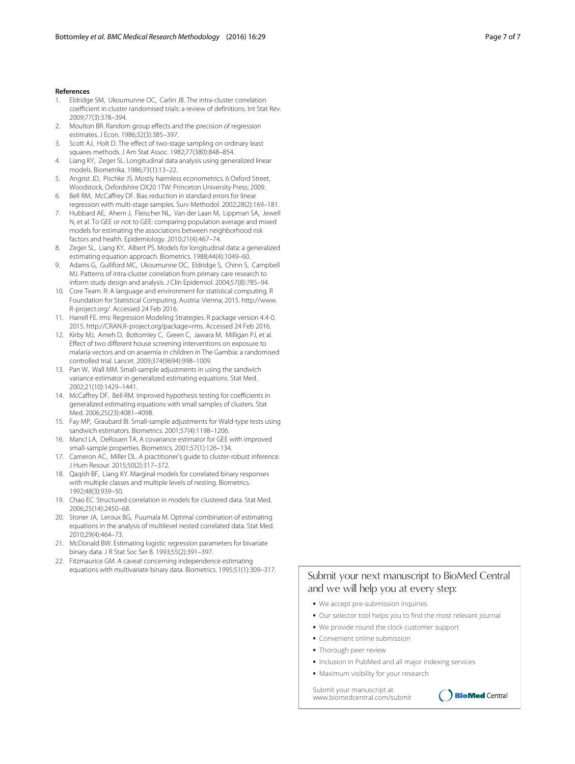## References

1. Eldridge SM, Ukoumunne OC, Carlin JB. The intra-cluster correlation coefficient in cluster randomised trials: a review of definitions. Int Stat Rev. 2009;77(3):378–394.
2. Moulton BR. Random group effects and the precision of regression estimates. J Econ. 1986;32(3):385–397.
3. Scott AJ, Holt D. The effect of two-stage sampling on ordinary least squares methods. J Am Stat Assoc. 1982;77(380):848–854.
4. Liang KY, Zeger SL. Longitudinal data analysis using generalized linear models. Biometrika. 1986;73(1):13–22.
5. Angrist JD, Pischke JS. Mostly harmless econometrics. 6 Oxford Street, Woodstock, Oxfordshire OX20 1TW: Princeton University Press; 2009.
6. Bell RM, McCaffrey DF. Bias reduction in standard errors for linear regression with multi-stage samples. Surv Methodol. 2002;28(2):169–181.
7. Hubbard AE, Ahern J, Fleischer NL, Van der Laan M, Lippman SA, Jewell N, et al. To GEE or not to GEE: comparing population average and mixed models for estimating the associations between neighborhood risk factors and health. Epidemiology. 2010;21(4):467–74.
8. Zeger SL, Liang KY, Albert PS. Models for longitudinal data: a generalized estimating equation approach. Biometrics. 1988;44(4):1049–60.
9. Adams G, Gulliford MC, Ukoumunne OC, Eldridge S, Chinn S, Campbell MJ. Patterns of intra-cluster correlation from primary care research to inform study design and analysis. J Clin Epidemiol. 2004;57(8):785–94.
10. Core Team. R: A language and environment for statistical computing. R Foundation for Statistical Computing. Austria: Vienna; 2015. http://www.R-project.org/. Accessed 24 Feb 2016.
11. Harrell FE. rms: Regression Modeling Strategies. R package version 4.4-0. 2015. http://CRAN.R-project.org/package=rms. Accessed 24 Feb 2016.
12. Kirby MJ, Ameh D, Bottomley C, Green C, Jawara M, Milligan PJ, et al. Effect of two different house screening interventions on exposure to malaria vectors and on anaemia in children in The Gambia: a randomised controlled trial. Lancet. 2009;374(9694):998–1009.
13. Pan W, Wall MM. Small-sample adjustments in using the sandwich variance estimator in generalized estimating equations. Stat Med. 2002;21(10):1429–1441.
14. McCaffrey DF, Bell RM. Improved hypothesis testing for coefficients in generalized estimating equations with small samples of clusters. Stat Med. 2006;25(23):4081–4098.
15. Fay MP, Graubard BI. Small-sample adjustments for Wald-type tests using sandwich estimators. Biometrics. 2001;57(4):1198–1206.
16. Mancl LA, DeRouen TA. A covariance estimator for GEE with improved small-sample properties. Biometrics. 2001;57(1):126–134.
17. Cameron AC, Miller DL. A practitioner's guide to cluster-robust inference. J Hum Resour. 2015;50(2):317–372.
18. Qaqish BF, Liang KY. Marginal models for correlated binary responses with multiple classes and multiple levels of nesting. Biometrics. 1992;48(3):939–50.
19. Chao EC. Structured correlation in models for clustered data. Stat Med. 2006;25(14):2450–68.
20. Stoner JA, Leroux BG, Puumala M. Optimal combination of estimating equations in the analysis of multilevel nested correlated data. Stat Med. 2010;29(4):464–73.
21. McDonald BW. Estimating logistic regression parameters for bivariate binary data. J R Stat Soc Ser B. 1993;55(2):391–397.
22. Fitzmaurice GM. A caveat concerning independence estimating equations with multivariate binary data. Biometrics. 1995;51(1):309–317.

Submit your next manuscript to BioMed Central and we will help you at every step:

- We accept pre-submission inquiries
- Our selector tool helps you to find the most relevant journal
- We provide round the clock customer support
- Convenient online submission
- Thorough peer review
- Inclusion in PubMed and all major indexing services
- Maximum visibility for your research

Submit your manuscript at www.biomedcentral.com/submit

BioMed Central